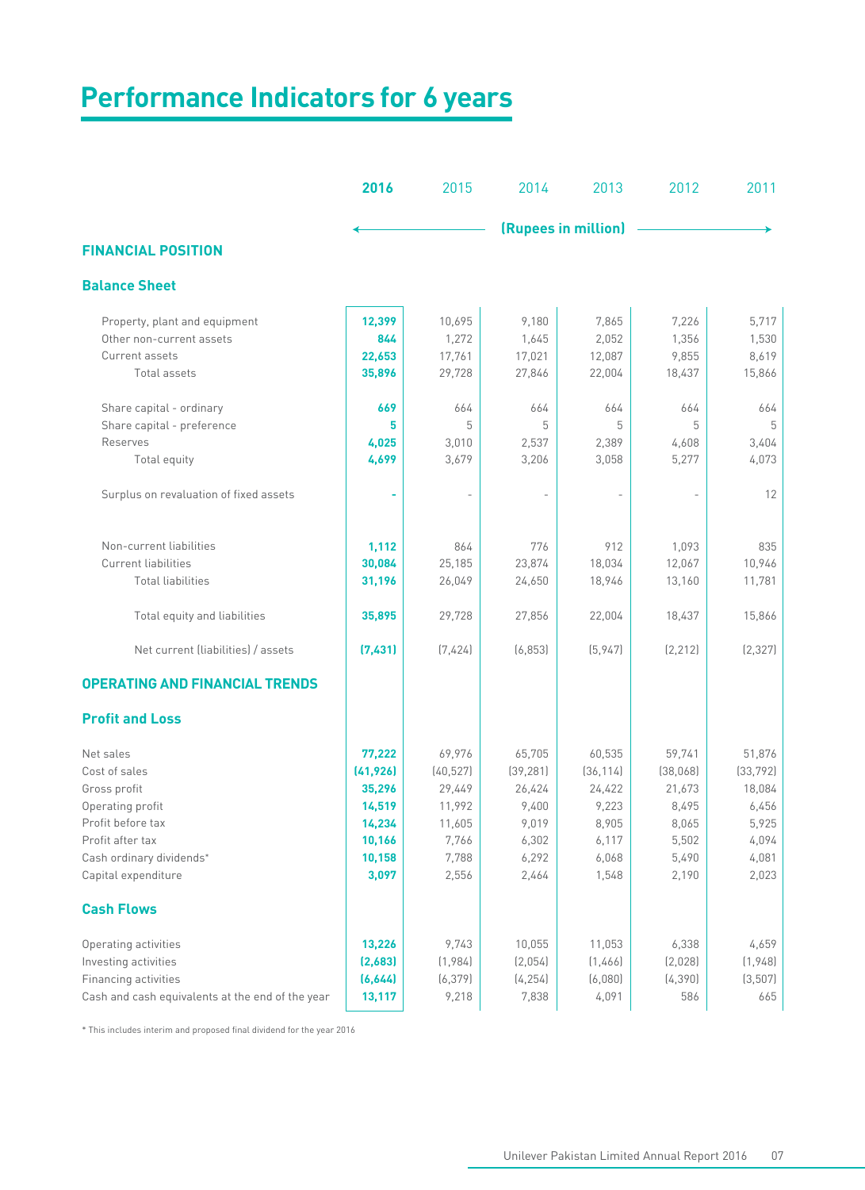# Performance Indicators for 6 years

| | 2016 | 2015 | 2014 | 2013 | 2012 | 2011 |
|---|---|---|---|---|---|---|
| | (Rupees in million) | | | | | |
| **FINANCIAL POSITION** | | | | | | |
| **Balance Sheet** | | | | | | |
| Property, plant and equipment | **12,399** | 10,695 | 9,180 | 7,865 | 7,226 | 5,717 |
| Other non-current assets | **844** | 1,272 | 1,645 | 2,052 | 1,356 | 1,530 |
| Current assets | **22,653** | 17,761 | 17,021 | 12,087 | 9,855 | 8,619 |
| Total assets | **35,896** | 29,728 | 27,846 | 22,004 | 18,437 | 15,866 |
| Share capital - ordinary | **669** | 664 | 664 | 664 | 664 | 664 |
| Share capital - preference | **5** | 5 | 5 | 5 | 5 | 5 |
| Reserves | **4,025** | 3,010 | 2,537 | 2,389 | 4,608 | 3,404 |
| Total equity | **4,699** | 3,679 | 3,206 | 3,058 | 5,277 | 4,073 |
| Surplus on revaluation of fixed assets | **-** | - | - | - | - | 12 |
| Non-current liabilities | **1,112** | 864 | 776 | 912 | 1,093 | 835 |
| Current liabilities | **30,084** | 25,185 | 23,874 | 18,034 | 12,067 | 10,946 |
| Total liabilities | **31,196** | 26,049 | 24,650 | 18,946 | 13,160 | 11,781 |
| Total equity and liabilities | **35,895** | 29,728 | 27,856 | 22,004 | 18,437 | 15,866 |
| Net current (liabilities) / assets | **(7,431)** | (7,424) | (6,853) | (5,947) | (2,212) | (2,327) |
| **OPERATING AND FINANCIAL TRENDS** | | | | | | |
| **Profit and Loss** | | | | | | |
| Net sales | **77,222** | 69,976 | 65,705 | 60,535 | 59,741 | 51,876 |
| Cost of sales | **(41,926)** | (40,527) | (39,281) | (36,114) | (38,068) | (33,792) |
| Gross profit | **35,296** | 29,449 | 26,424 | 24,422 | 21,673 | 18,084 |
| Operating profit | **14,519** | 11,992 | 9,400 | 9,223 | 8,495 | 6,456 |
| Profit before tax | **14,234** | 11,605 | 9,019 | 8,905 | 8,065 | 5,925 |
| Profit after tax | **10,166** | 7,766 | 6,302 | 6,117 | 5,502 | 4,094 |
| Cash ordinary dividends* | **10,158** | 7,788 | 6,292 | 6,068 | 5,490 | 4,081 |
| Capital expenditure | **3,097** | 2,556 | 2,464 | 1,548 | 2,190 | 2,023 |
| **Cash Flows** | | | | | | |
| Operating activities | **13,226** | 9,743 | 10,055 | 11,053 | 6,338 | 4,659 |
| Investing activities | **(2,683)** | (1,984) | (2,054) | (1,466) | (2,028) | (1,948) |
| Financing activities | **(6,644)** | (6,379) | (4,254) | (6,080) | (4,390) | (3,507) |
| Cash and cash equivalents at the end of the year | **13,117** | 9,218 | 7,838 | 4,091 | 586 | 665 |

* This includes interim and proposed final dividend for the year 2016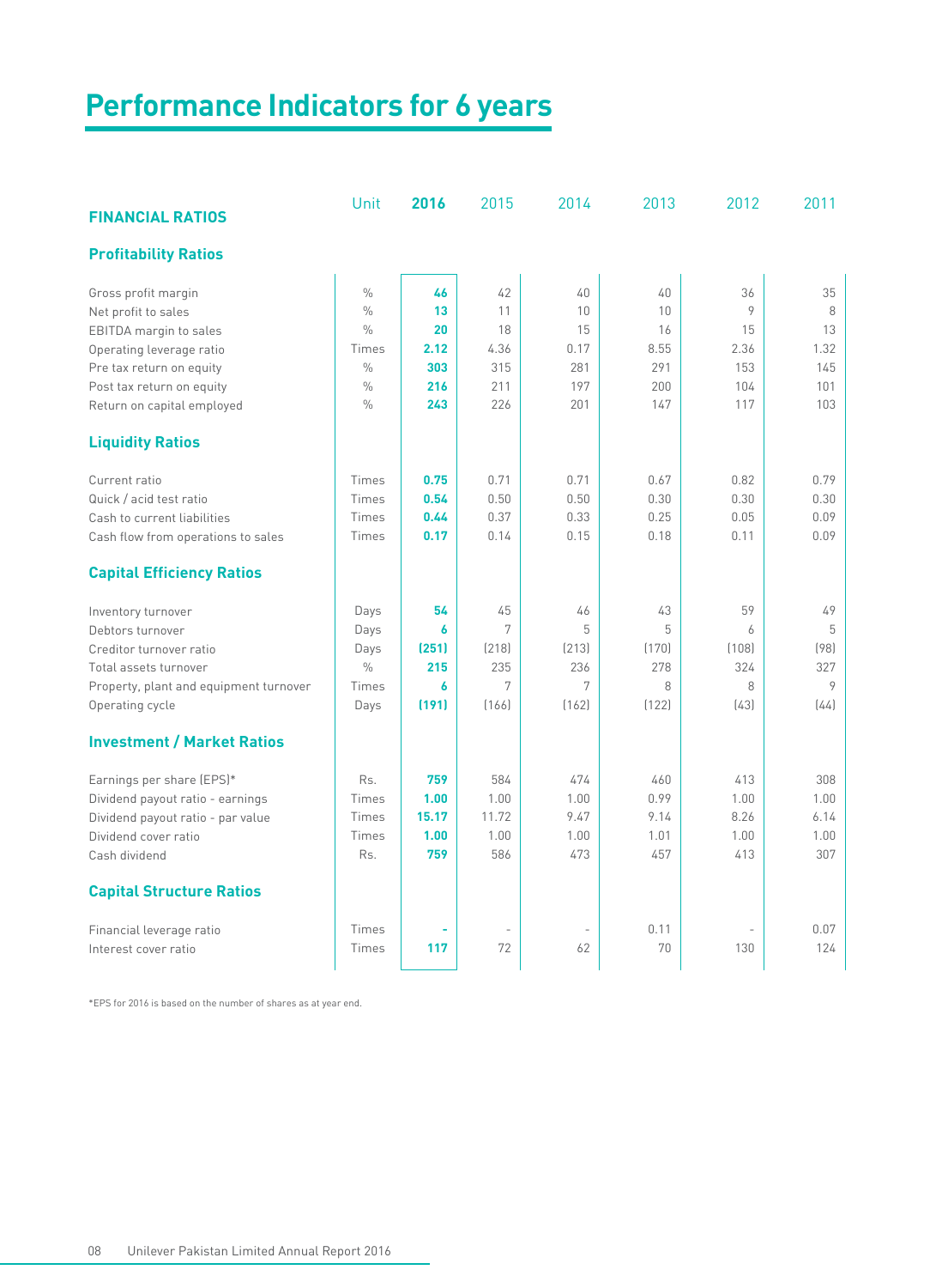# Performance Indicators for 6 years

| FINANCIAL RATIOS | Unit | 2016 | 2015 | 2014 | 2013 | 2012 | 2011 |
|---|---|---|---|---|---|---|---|
| **Profitability Ratios** | | | | | | | |
| Gross profit margin | % | **46** | 42 | 40 | 40 | 36 | 35 |
| Net profit to sales | % | **13** | 11 | 10 | 10 | 9 | 8 |
| EBITDA margin to sales | % | **20** | 18 | 15 | 16 | 15 | 13 |
| Operating leverage ratio | Times | **2.12** | 4.36 | 0.17 | 8.55 | 2.36 | 1.32 |
| Pre tax return on equity | % | **303** | 315 | 281 | 291 | 153 | 145 |
| Post tax return on equity | % | **216** | 211 | 197 | 200 | 104 | 101 |
| Return on capital employed | % | **243** | 226 | 201 | 147 | 117 | 103 |
| **Liquidity Ratios** | | | | | | | |
| Current ratio | Times | **0.75** | 0.71 | 0.71 | 0.67 | 0.82 | 0.79 |
| Quick / acid test ratio | Times | **0.54** | 0.50 | 0.50 | 0.30 | 0.30 | 0.30 |
| Cash to current liabilities | Times | **0.44** | 0.37 | 0.33 | 0.25 | 0.05 | 0.09 |
| Cash flow from operations to sales | Times | **0.17** | 0.14 | 0.15 | 0.18 | 0.11 | 0.09 |
| **Capital Efficiency Ratios** | | | | | | | |
| Inventory turnover | Days | **54** | 45 | 46 | 43 | 59 | 49 |
| Debtors turnover | Days | **6** | 7 | 5 | 5 | 6 | 5 |
| Creditor turnover ratio | Days | **(251)** | (218) | (213) | (170) | (108) | (98) |
| Total assets turnover | % | **215** | 235 | 236 | 278 | 324 | 327 |
| Property, plant and equipment turnover | Times | **6** | 7 | 7 | 8 | 8 | 9 |
| Operating cycle | Days | **(191)** | (166) | (162) | (122) | (43) | (44) |
| **Investment / Market Ratios** | | | | | | | |
| Earnings per share (EPS)* | Rs. | **759** | 584 | 474 | 460 | 413 | 308 |
| Dividend payout ratio - earnings | Times | **1.00** | 1.00 | 1.00 | 0.99 | 1.00 | 1.00 |
| Dividend payout ratio - par value | Times | **15.17** | 11.72 | 9.47 | 9.14 | 8.26 | 6.14 |
| Dividend cover ratio | Times | **1.00** | 1.00 | 1.00 | 1.01 | 1.00 | 1.00 |
| Cash dividend | Rs. | **759** | 586 | 473 | 457 | 413 | 307 |
| **Capital Structure Ratios** | | | | | | | |
| Financial leverage ratio | Times | **-** | - | - | 0.11 | - | 0.07 |
| Interest cover ratio | Times | **117** | 72 | 62 | 70 | 130 | 124 |

*EPS for 2016 is based on the number of shares as at year end.